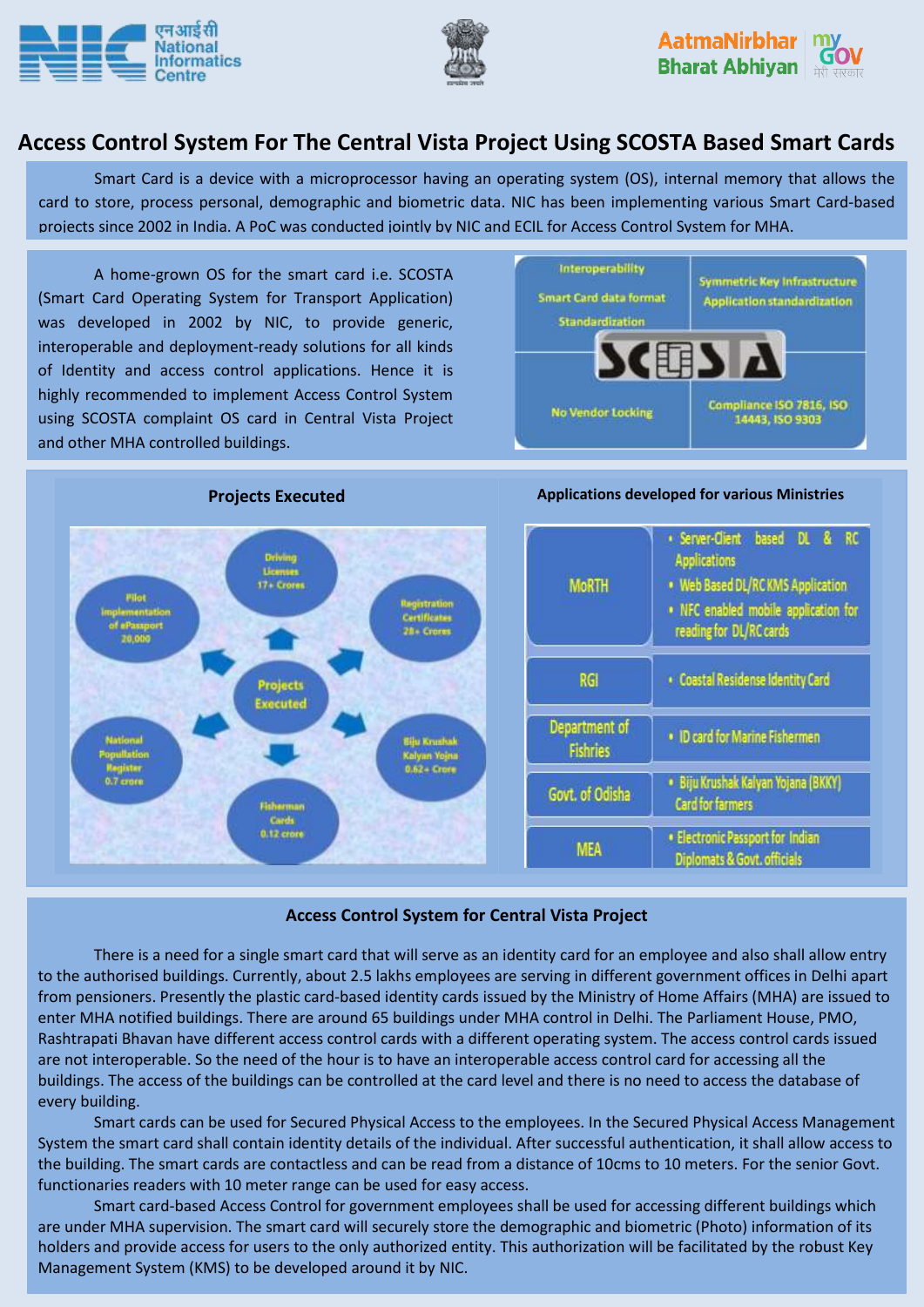# Access Control System For The Central Vista Project Using SCOSTA Based Smart Cards

Smart Card is a device with a microprocessor having an operating system (OS), internal memory that allows the card to store, process personal, demographic and biometric data. NIC has been implementing various Smart Card-based projects since 2002 in India. A PoC was conducted jointly by NIC and ECIL for Access Control System for MHA.

A home-grown OS for the smart card i.e. SCOSTA (Smart Card Operating System for Transport Application) was developed in 2002 by NIC, to provide generic, interoperable and deployment-ready solutions for all kinds of Identity and access control applications. Hence it is highly recommended to implement Access Control System using SCOSTA complaint OS card in Central Vista Project and other MHA controlled buildings.

| SCOSTA | |
|---|---|
| Interoperability<br>Smart Card data format<br>Standardization | Symmetric Key Infrastructure<br>Application standardization |
| No Vendor Locking | Compliance ISO 7816, ISO 14443, ISO 9303 |

### Projects Executed

- Driving Licenses 17+ Crores
- Registration Certificates 28+ Crores
- Biju Krushak Kalyan Yojna 0.62+ Crore
- Fisherman Cards 0.12 crore
- National Population Register 0.7 crore
- Pilot Implementation of ePassport 20,000

### Applications developed for various Ministries

| Ministry | Applications |
|---|---|
| MoRTH | • Server-Client based DL & RC Applications<br>• Web Based DL/RC KMS Application<br>• NFC enabled mobile application for reading for DL/RC cards |
| RGI | • Coastal Residense Identity Card |
| Department of Fishries | • ID card for Marine Fishermen |
| Govt. of Odisha | • Biju Krushak Kalyan Yojana (BKKY) Card for farmers |
| MEA | • Electronic Passport for Indian Diplomats & Govt. officials |

### Access Control System for Central Vista Project

There is a need for a single smart card that will serve as an identity card for an employee and also shall allow entry to the authorised buildings. Currently, about 2.5 lakhs employees are serving in different government offices in Delhi apart from pensioners. Presently the plastic card-based identity cards issued by the Ministry of Home Affairs (MHA) are issued to enter MHA notified buildings. There are around 65 buildings under MHA control in Delhi. The Parliament House, PMO, Rashtrapati Bhavan have different access control cards with a different operating system. The access control cards issued are not interoperable. So the need of the hour is to have an interoperable access control card for accessing all the buildings. The access of the buildings can be controlled at the card level and there is no need to access the database of every building.

Smart cards can be used for Secured Physical Access to the employees. In the Secured Physical Access Management System the smart card shall contain identity details of the individual. After successful authentication, it shall allow access to the building. The smart cards are contactless and can be read from a distance of 10cms to 10 meters. For the senior Govt. functionaries readers with 10 meter range can be used for easy access.

Smart card-based Access Control for government employees shall be used for accessing different buildings which are under MHA supervision. The smart card will securely store the demographic and biometric (Photo) information of its holders and provide access for users to the only authorized entity. This authorization will be facilitated by the robust Key Management System (KMS) to be developed around it by NIC.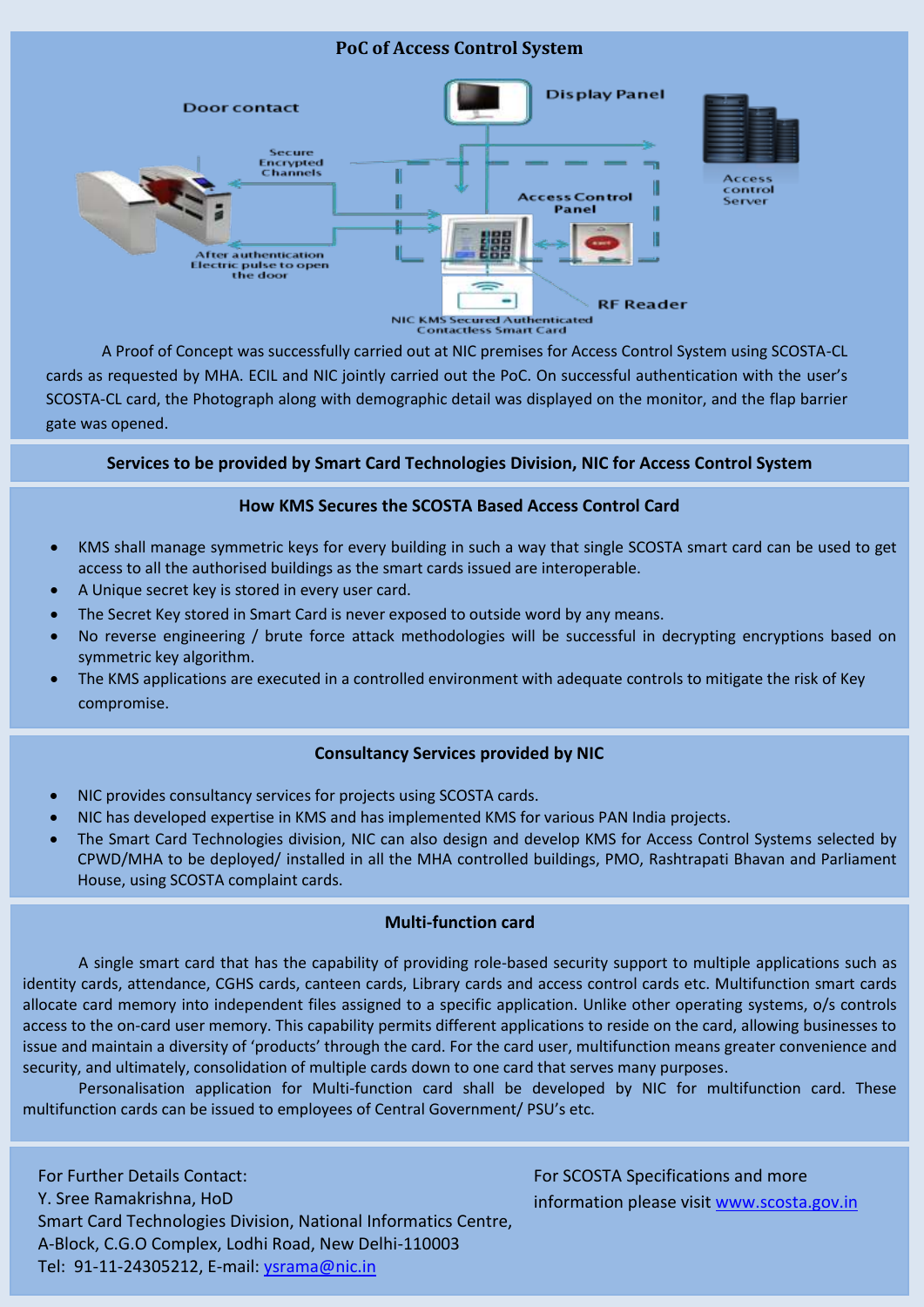## PoC of Access Control System

Door contact

Display Panel

Access control Server

Secure Encrypted Channels

Access Control Panel

After authentication Electric pulse to open the door

RF Reader

NIC KMS Secured Authenticated Contactless Smart Card

A Proof of Concept was successfully carried out at NIC premises for Access Control System using SCOSTA-CL cards as requested by MHA. ECIL and NIC jointly carried out the PoC. On successful authentication with the user's SCOSTA-CL card, the Photograph along with demographic detail was displayed on the monitor, and the flap barrier gate was opened.

## Services to be provided by Smart Card Technologies Division, NIC for Access Control System

### How KMS Secures the SCOSTA Based Access Control Card

- KMS shall manage symmetric keys for every building in such a way that single SCOSTA smart card can be used to get access to all the authorised buildings as the smart cards issued are interoperable.
- A Unique secret key is stored in every user card.
- The Secret Key stored in Smart Card is never exposed to outside word by any means.
- No reverse engineering / brute force attack methodologies will be successful in decrypting encryptions based on symmetric key algorithm.
- The KMS applications are executed in a controlled environment with adequate controls to mitigate the risk of Key compromise.

### Consultancy Services provided by NIC

- NIC provides consultancy services for projects using SCOSTA cards.
- NIC has developed expertise in KMS and has implemented KMS for various PAN India projects.
- The Smart Card Technologies division, NIC can also design and develop KMS for Access Control Systems selected by CPWD/MHA to be deployed/ installed in all the MHA controlled buildings, PMO, Rashtrapati Bhavan and Parliament House, using SCOSTA complaint cards.

### Multi-function card

A single smart card that has the capability of providing role-based security support to multiple applications such as identity cards, attendance, CGHS cards, canteen cards, Library cards and access control cards etc. Multifunction smart cards allocate card memory into independent files assigned to a specific application. Unlike other operating systems, o/s controls access to the on-card user memory. This capability permits different applications to reside on the card, allowing businesses to issue and maintain a diversity of 'products' through the card. For the card user, multifunction means greater convenience and security, and ultimately, consolidation of multiple cards down to one card that serves many purposes.

Personalisation application for Multi-function card shall be developed by NIC for multifunction card. These multifunction cards can be issued to employees of Central Government/ PSU's etc.

For Further Details Contact:
Y. Sree Ramakrishna, HoD
Smart Card Technologies Division, National Informatics Centre,
A-Block, C.G.O Complex, Lodhi Road, New Delhi-110003
Tel: 91-11-24305212, E-mail: ysrama@nic.in

For SCOSTA Specifications and more information please visit www.scosta.gov.in